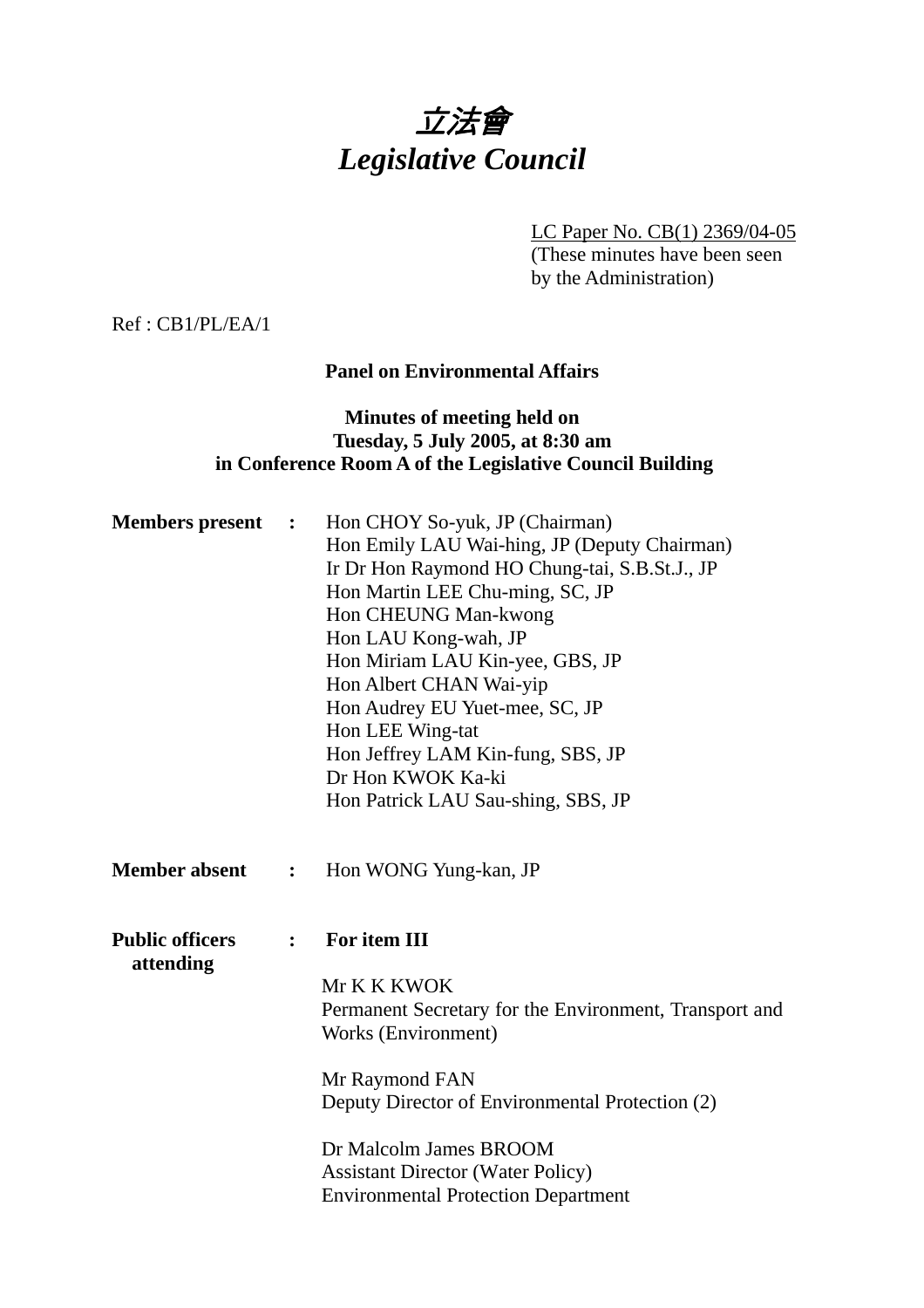# *立法會*
# *Legislative Council*

LC Paper No. CB(1) 2369/04-05
(These minutes have been seen by the Administration)

Ref : CB1/PL/EA/1

**Panel on Environmental Affairs**

**Minutes of meeting held on Tuesday, 5 July 2005, at 8:30 am in Conference Room A of the Legislative Council Building**

**Members present :**

Hon CHOY So-yuk, JP (Chairman)
Hon Emily LAU Wai-hing, JP (Deputy Chairman)
Ir Dr Hon Raymond HO Chung-tai, S.B.St.J., JP
Hon Martin LEE Chu-ming, SC, JP
Hon CHEUNG Man-kwong
Hon LAU Kong-wah, JP
Hon Miriam LAU Kin-yee, GBS, JP
Hon Albert CHAN Wai-yip
Hon Audrey EU Yuet-mee, SC, JP
Hon LEE Wing-tat
Hon Jeffrey LAM Kin-fung, SBS, JP
Dr Hon KWOK Ka-ki
Hon Patrick LAU Sau-shing, SBS, JP

**Member absent :**

Hon WONG Yung-kan, JP

**Public officers attending :**

**For item III**

Mr K K KWOK
Permanent Secretary for the Environment, Transport and Works (Environment)

Mr Raymond FAN
Deputy Director of Environmental Protection (2)

Dr Malcolm James BROOM
Assistant Director (Water Policy)
Environmental Protection Department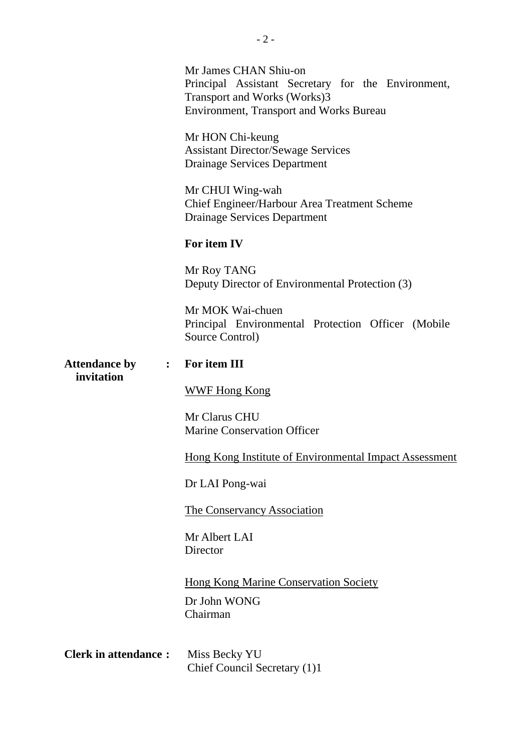Mr James CHAN Shiu-on
Principal Assistant Secretary for the Environment, Transport and Works (Works)3
Environment, Transport and Works Bureau

Mr HON Chi-keung
Assistant Director/Sewage Services
Drainage Services Department

Mr CHUI Wing-wah
Chief Engineer/Harbour Area Treatment Scheme
Drainage Services Department

**For item IV**

Mr Roy TANG
Deputy Director of Environmental Protection (3)

Mr MOK Wai-chuen
Principal Environmental Protection Officer (Mobile Source Control)

**Attendance by invitation :** **For item III**

<u>WWF Hong Kong</u>

Mr Clarus CHU
Marine Conservation Officer

<u>Hong Kong Institute of Environmental Impact Assessment</u>

Dr LAI Pong-wai

<u>The Conservancy Association</u>

Mr Albert LAI
Director

<u>Hong Kong Marine Conservation Society</u>

Dr John WONG
Chairman

**Clerk in attendance :** Miss Becky YU
Chief Council Secretary (1)1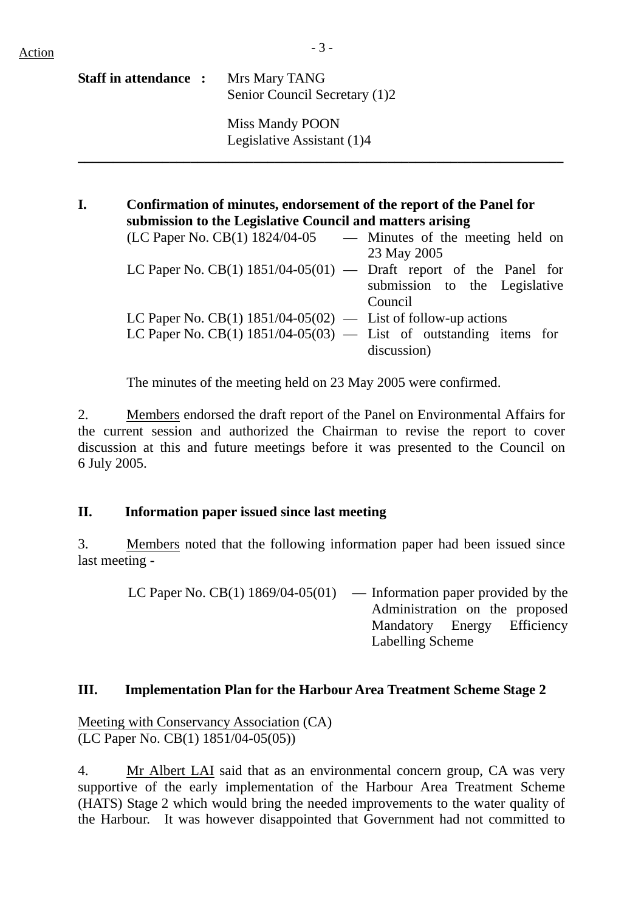Action

**Staff in attendance :** Mrs Mary TANG
Senior Council Secretary (1)2

Miss Mandy POON
Legislative Assistant (1)4

---

**I. Confirmation of minutes, endorsement of the report of the Panel for submission to the Legislative Council and matters arising**

(LC Paper No. CB(1) 1824/04-05 — Minutes of the meeting held on 23 May 2005
LC Paper No. CB(1) 1851/04-05(01) — Draft report of the Panel for submission to the Legislative Council
LC Paper No. CB(1) 1851/04-05(02) — List of follow-up actions
LC Paper No. CB(1) 1851/04-05(03) — List of outstanding items for discussion)

The minutes of the meeting held on 23 May 2005 were confirmed.

2. Members endorsed the draft report of the Panel on Environmental Affairs for the current session and authorized the Chairman to revise the report to cover discussion at this and future meetings before it was presented to the Council on 6 July 2005.

**II. Information paper issued since last meeting**

3. Members noted that the following information paper had been issued since last meeting -

LC Paper No. CB(1) 1869/04-05(01) — Information paper provided by the Administration on the proposed Mandatory Energy Efficiency Labelling Scheme

**III. Implementation Plan for the Harbour Area Treatment Scheme Stage 2**

Meeting with Conservancy Association (CA)
(LC Paper No. CB(1) 1851/04-05(05))

4. Mr Albert LAI said that as an environmental concern group, CA was very supportive of the early implementation of the Harbour Area Treatment Scheme (HATS) Stage 2 which would bring the needed improvements to the water quality of the Harbour. It was however disappointed that Government had not committed to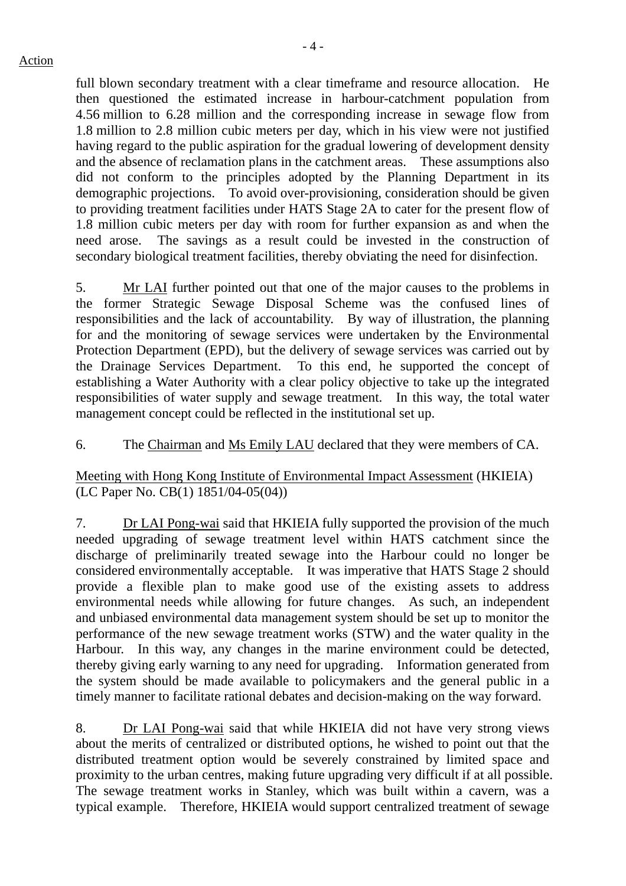full blown secondary treatment with a clear timeframe and resource allocation. He then questioned the estimated increase in harbour-catchment population from 4.56 million to 6.28 million and the corresponding increase in sewage flow from 1.8 million to 2.8 million cubic meters per day, which in his view were not justified having regard to the public aspiration for the gradual lowering of development density and the absence of reclamation plans in the catchment areas. These assumptions also did not conform to the principles adopted by the Planning Department in its demographic projections. To avoid over-provisioning, consideration should be given to providing treatment facilities under HATS Stage 2A to cater for the present flow of 1.8 million cubic meters per day with room for further expansion as and when the need arose. The savings as a result could be invested in the construction of secondary biological treatment facilities, thereby obviating the need for disinfection.

5. Mr LAI further pointed out that one of the major causes to the problems in the former Strategic Sewage Disposal Scheme was the confused lines of responsibilities and the lack of accountability. By way of illustration, the planning for and the monitoring of sewage services were undertaken by the Environmental Protection Department (EPD), but the delivery of sewage services was carried out by the Drainage Services Department. To this end, he supported the concept of establishing a Water Authority with a clear policy objective to take up the integrated responsibilities of water supply and sewage treatment. In this way, the total water management concept could be reflected in the institutional set up.

6. The Chairman and Ms Emily LAU declared that they were members of CA.

Meeting with Hong Kong Institute of Environmental Impact Assessment (HKIEIA)
(LC Paper No. CB(1) 1851/04-05(04))

7. Dr LAI Pong-wai said that HKIEIA fully supported the provision of the much needed upgrading of sewage treatment level within HATS catchment since the discharge of preliminarily treated sewage into the Harbour could no longer be considered environmentally acceptable. It was imperative that HATS Stage 2 should provide a flexible plan to make good use of the existing assets to address environmental needs while allowing for future changes. As such, an independent and unbiased environmental data management system should be set up to monitor the performance of the new sewage treatment works (STW) and the water quality in the Harbour. In this way, any changes in the marine environment could be detected, thereby giving early warning to any need for upgrading. Information generated from the system should be made available to policymakers and the general public in a timely manner to facilitate rational debates and decision-making on the way forward.

8. Dr LAI Pong-wai said that while HKIEIA did not have very strong views about the merits of centralized or distributed options, he wished to point out that the distributed treatment option would be severely constrained by limited space and proximity to the urban centres, making future upgrading very difficult if at all possible. The sewage treatment works in Stanley, which was built within a cavern, was a typical example. Therefore, HKIEIA would support centralized treatment of sewage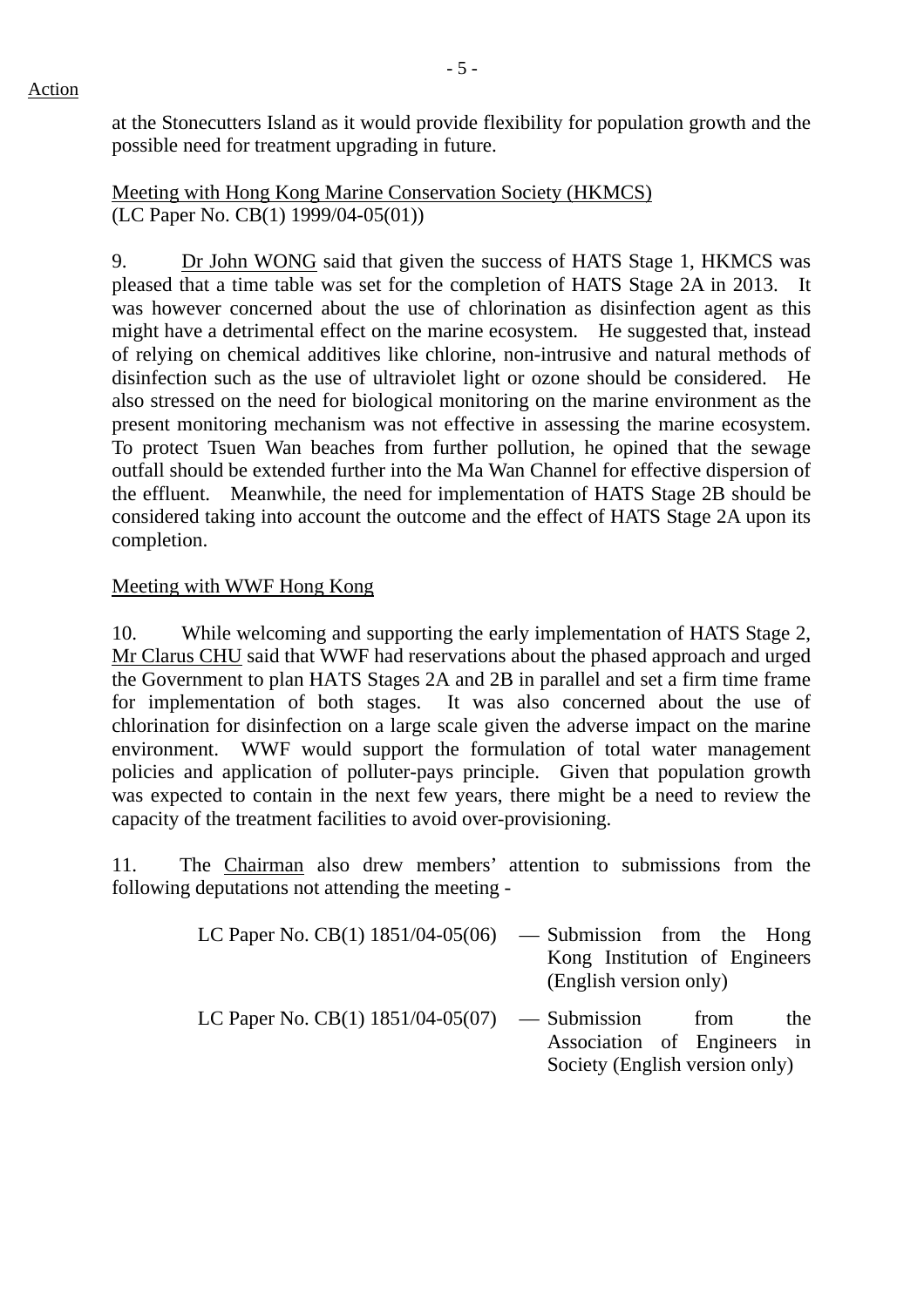Action

at the Stonecutters Island as it would provide flexibility for population growth and the possible need for treatment upgrading in future.

Meeting with Hong Kong Marine Conservation Society (HKMCS)
(LC Paper No. CB(1) 1999/04-05(01))

9. Dr John WONG said that given the success of HATS Stage 1, HKMCS was pleased that a time table was set for the completion of HATS Stage 2A in 2013. It was however concerned about the use of chlorination as disinfection agent as this might have a detrimental effect on the marine ecosystem. He suggested that, instead of relying on chemical additives like chlorine, non-intrusive and natural methods of disinfection such as the use of ultraviolet light or ozone should be considered. He also stressed on the need for biological monitoring on the marine environment as the present monitoring mechanism was not effective in assessing the marine ecosystem. To protect Tsuen Wan beaches from further pollution, he opined that the sewage outfall should be extended further into the Ma Wan Channel for effective dispersion of the effluent. Meanwhile, the need for implementation of HATS Stage 2B should be considered taking into account the outcome and the effect of HATS Stage 2A upon its completion.

Meeting with WWF Hong Kong

10. While welcoming and supporting the early implementation of HATS Stage 2, Mr Clarus CHU said that WWF had reservations about the phased approach and urged the Government to plan HATS Stages 2A and 2B in parallel and set a firm time frame for implementation of both stages. It was also concerned about the use of chlorination for disinfection on a large scale given the adverse impact on the marine environment. WWF would support the formulation of total water management policies and application of polluter-pays principle. Given that population growth was expected to contain in the next few years, there might be a need to review the capacity of the treatment facilities to avoid over-provisioning.

11. The Chairman also drew members' attention to submissions from the following deputations not attending the meeting -

| | |
|---|---|
| LC Paper No. CB(1) 1851/04-05(06) | — Submission from the Hong Kong Institution of Engineers (English version only) |
| LC Paper No. CB(1) 1851/04-05(07) | — Submission from the Association of Engineers in Society (English version only) |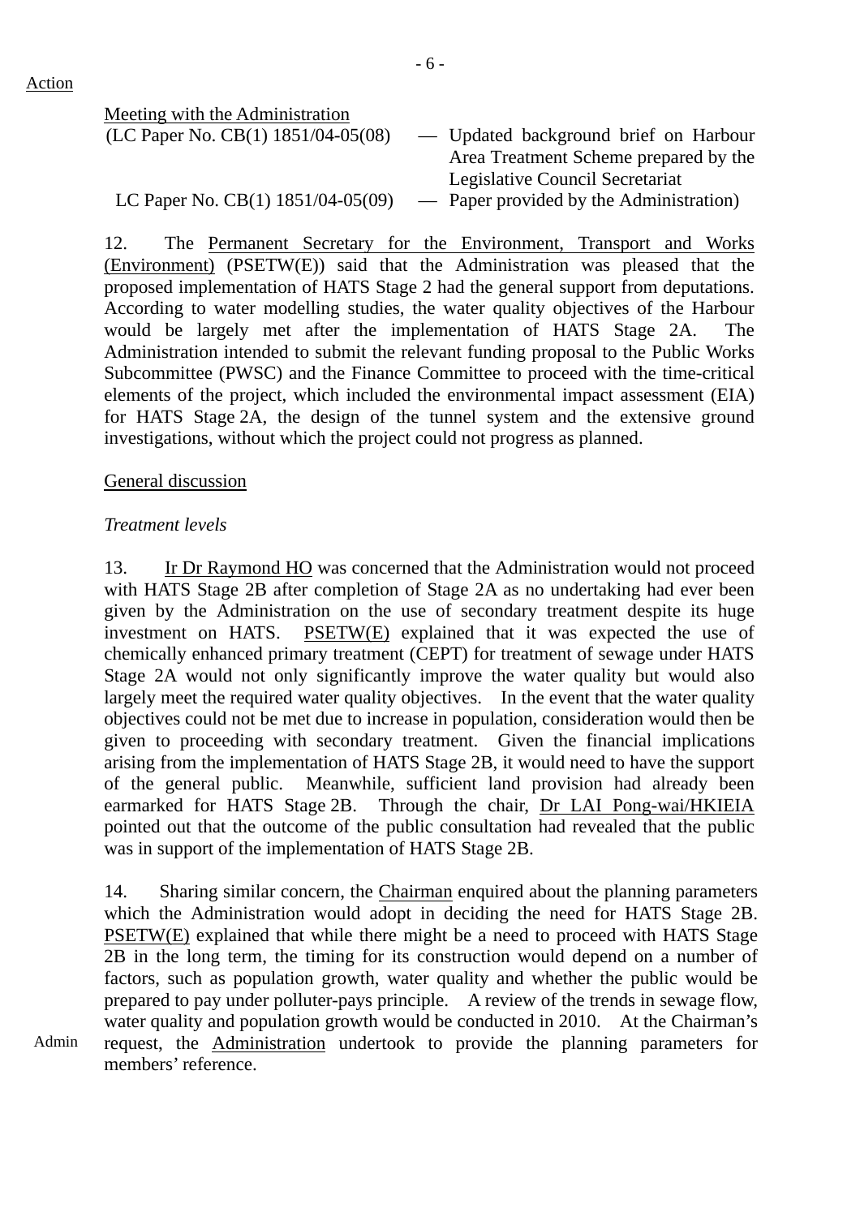Action

Meeting with the Administration

(LC Paper No. CB(1) 1851/04-05(08) — Updated background brief on Harbour Area Treatment Scheme prepared by the Legislative Council Secretariat

LC Paper No. CB(1) 1851/04-05(09) — Paper provided by the Administration)

12. The Permanent Secretary for the Environment, Transport and Works (Environment) (PSETW(E)) said that the Administration was pleased that the proposed implementation of HATS Stage 2 had the general support from deputations. According to water modelling studies, the water quality objectives of the Harbour would be largely met after the implementation of HATS Stage 2A. The Administration intended to submit the relevant funding proposal to the Public Works Subcommittee (PWSC) and the Finance Committee to proceed with the time-critical elements of the project, which included the environmental impact assessment (EIA) for HATS Stage 2A, the design of the tunnel system and the extensive ground investigations, without which the project could not progress as planned.

General discussion

*Treatment levels*

13. Ir Dr Raymond HO was concerned that the Administration would not proceed with HATS Stage 2B after completion of Stage 2A as no undertaking had ever been given by the Administration on the use of secondary treatment despite its huge investment on HATS. PSETW(E) explained that it was expected the use of chemically enhanced primary treatment (CEPT) for treatment of sewage under HATS Stage 2A would not only significantly improve the water quality but would also largely meet the required water quality objectives. In the event that the water quality objectives could not be met due to increase in population, consideration would then be given to proceeding with secondary treatment. Given the financial implications arising from the implementation of HATS Stage 2B, it would need to have the support of the general public. Meanwhile, sufficient land provision had already been earmarked for HATS Stage 2B. Through the chair, Dr LAI Pong-wai/HKIEIA pointed out that the outcome of the public consultation had revealed that the public was in support of the implementation of HATS Stage 2B.

14. Sharing similar concern, the Chairman enquired about the planning parameters which the Administration would adopt in deciding the need for HATS Stage 2B. PSETW(E) explained that while there might be a need to proceed with HATS Stage 2B in the long term, the timing for its construction would depend on a number of factors, such as population growth, water quality and whether the public would be prepared to pay under polluter-pays principle. A review of the trends in sewage flow, water quality and population growth would be conducted in 2010. At the Chairman's request, the Administration undertook to provide the planning parameters for members' reference.

Admin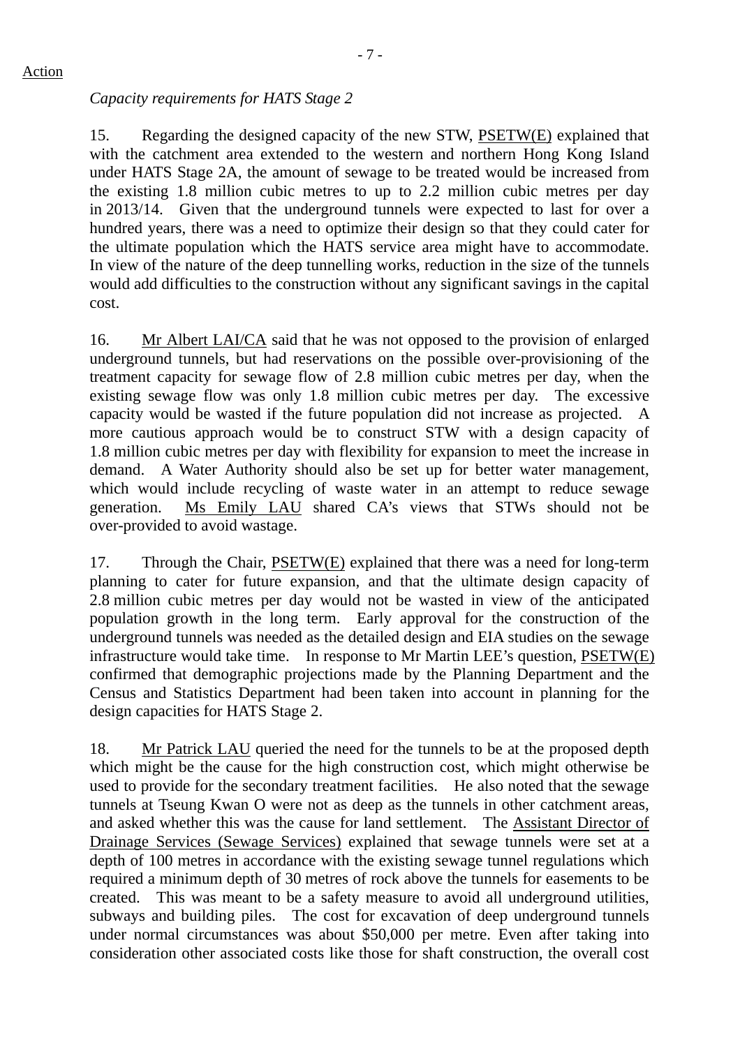Action

*Capacity requirements for HATS Stage 2*

15. Regarding the designed capacity of the new STW, PSETW(E) explained that with the catchment area extended to the western and northern Hong Kong Island under HATS Stage 2A, the amount of sewage to be treated would be increased from the existing 1.8 million cubic metres to up to 2.2 million cubic metres per day in 2013/14. Given that the underground tunnels were expected to last for over a hundred years, there was a need to optimize their design so that they could cater for the ultimate population which the HATS service area might have to accommodate. In view of the nature of the deep tunnelling works, reduction in the size of the tunnels would add difficulties to the construction without any significant savings in the capital cost.

16. Mr Albert LAI/CA said that he was not opposed to the provision of enlarged underground tunnels, but had reservations on the possible over-provisioning of the treatment capacity for sewage flow of 2.8 million cubic metres per day, when the existing sewage flow was only 1.8 million cubic metres per day. The excessive capacity would be wasted if the future population did not increase as projected. A more cautious approach would be to construct STW with a design capacity of 1.8 million cubic metres per day with flexibility for expansion to meet the increase in demand. A Water Authority should also be set up for better water management, which would include recycling of waste water in an attempt to reduce sewage generation. Ms Emily LAU shared CA's views that STWs should not be over-provided to avoid wastage.

17. Through the Chair, PSETW(E) explained that there was a need for long-term planning to cater for future expansion, and that the ultimate design capacity of 2.8 million cubic metres per day would not be wasted in view of the anticipated population growth in the long term. Early approval for the construction of the underground tunnels was needed as the detailed design and EIA studies on the sewage infrastructure would take time. In response to Mr Martin LEE's question, PSETW(E) confirmed that demographic projections made by the Planning Department and the Census and Statistics Department had been taken into account in planning for the design capacities for HATS Stage 2.

18. Mr Patrick LAU queried the need for the tunnels to be at the proposed depth which might be the cause for the high construction cost, which might otherwise be used to provide for the secondary treatment facilities. He also noted that the sewage tunnels at Tseung Kwan O were not as deep as the tunnels in other catchment areas, and asked whether this was the cause for land settlement. The Assistant Director of Drainage Services (Sewage Services) explained that sewage tunnels were set at a depth of 100 metres in accordance with the existing sewage tunnel regulations which required a minimum depth of 30 metres of rock above the tunnels for easements to be created. This was meant to be a safety measure to avoid all underground utilities, subways and building piles. The cost for excavation of deep underground tunnels under normal circumstances was about $50,000 per metre. Even after taking into consideration other associated costs like those for shaft construction, the overall cost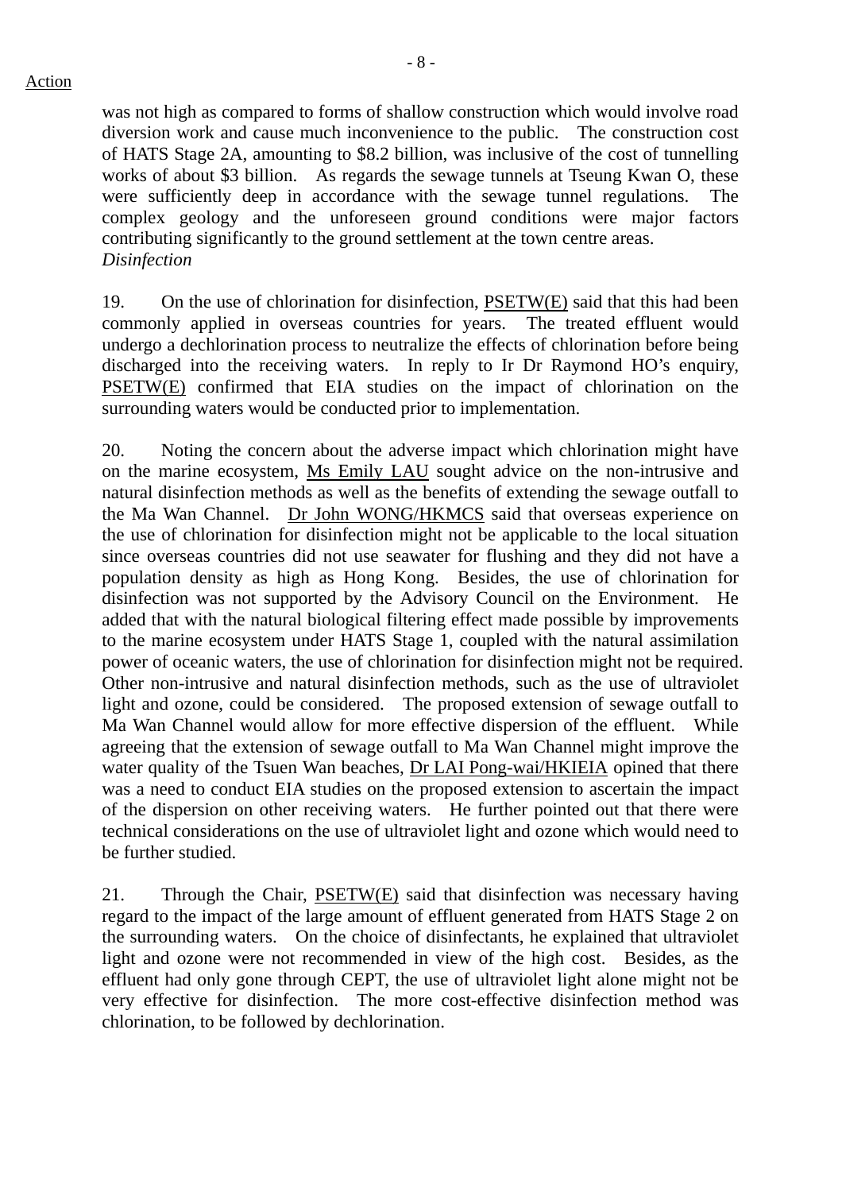was not high as compared to forms of shallow construction which would involve road diversion work and cause much inconvenience to the public. The construction cost of HATS Stage 2A, amounting to $8.2 billion, was inclusive of the cost of tunnelling works of about $3 billion. As regards the sewage tunnels at Tseung Kwan O, these were sufficiently deep in accordance with the sewage tunnel regulations. The complex geology and the unforeseen ground conditions were major factors contributing significantly to the ground settlement at the town centre areas.

*Disinfection*

19. On the use of chlorination for disinfection, PSETW(E) said that this had been commonly applied in overseas countries for years. The treated effluent would undergo a dechlorination process to neutralize the effects of chlorination before being discharged into the receiving waters. In reply to Ir Dr Raymond HO's enquiry, PSETW(E) confirmed that EIA studies on the impact of chlorination on the surrounding waters would be conducted prior to implementation.

20. Noting the concern about the adverse impact which chlorination might have on the marine ecosystem, Ms Emily LAU sought advice on the non-intrusive and natural disinfection methods as well as the benefits of extending the sewage outfall to the Ma Wan Channel. Dr John WONG/HKMCS said that overseas experience on the use of chlorination for disinfection might not be applicable to the local situation since overseas countries did not use seawater for flushing and they did not have a population density as high as Hong Kong. Besides, the use of chlorination for disinfection was not supported by the Advisory Council on the Environment. He added that with the natural biological filtering effect made possible by improvements to the marine ecosystem under HATS Stage 1, coupled with the natural assimilation power of oceanic waters, the use of chlorination for disinfection might not be required. Other non-intrusive and natural disinfection methods, such as the use of ultraviolet light and ozone, could be considered. The proposed extension of sewage outfall to Ma Wan Channel would allow for more effective dispersion of the effluent. While agreeing that the extension of sewage outfall to Ma Wan Channel might improve the water quality of the Tsuen Wan beaches, Dr LAI Pong-wai/HKIEIA opined that there was a need to conduct EIA studies on the proposed extension to ascertain the impact of the dispersion on other receiving waters. He further pointed out that there were technical considerations on the use of ultraviolet light and ozone which would need to be further studied.

21. Through the Chair, PSETW(E) said that disinfection was necessary having regard to the impact of the large amount of effluent generated from HATS Stage 2 on the surrounding waters. On the choice of disinfectants, he explained that ultraviolet light and ozone were not recommended in view of the high cost. Besides, as the effluent had only gone through CEPT, the use of ultraviolet light alone might not be very effective for disinfection. The more cost-effective disinfection method was chlorination, to be followed by dechlorination.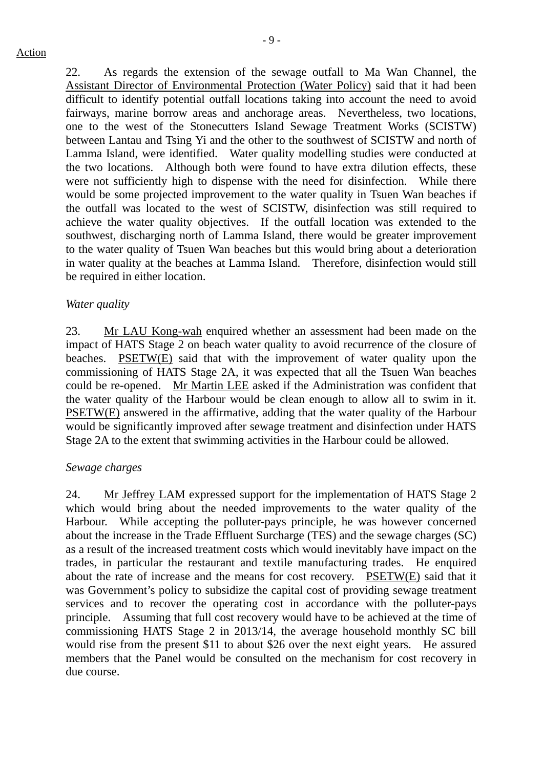Action

22. As regards the extension of the sewage outfall to Ma Wan Channel, the Assistant Director of Environmental Protection (Water Policy) said that it had been difficult to identify potential outfall locations taking into account the need to avoid fairways, marine borrow areas and anchorage areas. Nevertheless, two locations, one to the west of the Stonecutters Island Sewage Treatment Works (SCISTW) between Lantau and Tsing Yi and the other to the southwest of SCISTW and north of Lamma Island, were identified. Water quality modelling studies were conducted at the two locations. Although both were found to have extra dilution effects, these were not sufficiently high to dispense with the need for disinfection. While there would be some projected improvement to the water quality in Tsuen Wan beaches if the outfall was located to the west of SCISTW, disinfection was still required to achieve the water quality objectives. If the outfall location was extended to the southwest, discharging north of Lamma Island, there would be greater improvement to the water quality of Tsuen Wan beaches but this would bring about a deterioration in water quality at the beaches at Lamma Island. Therefore, disinfection would still be required in either location.

*Water quality*

23. Mr LAU Kong-wah enquired whether an assessment had been made on the impact of HATS Stage 2 on beach water quality to avoid recurrence of the closure of beaches. PSETW(E) said that with the improvement of water quality upon the commissioning of HATS Stage 2A, it was expected that all the Tsuen Wan beaches could be re-opened. Mr Martin LEE asked if the Administration was confident that the water quality of the Harbour would be clean enough to allow all to swim in it. PSETW(E) answered in the affirmative, adding that the water quality of the Harbour would be significantly improved after sewage treatment and disinfection under HATS Stage 2A to the extent that swimming activities in the Harbour could be allowed.

*Sewage charges*

24. Mr Jeffrey LAM expressed support for the implementation of HATS Stage 2 which would bring about the needed improvements to the water quality of the Harbour. While accepting the polluter-pays principle, he was however concerned about the increase in the Trade Effluent Surcharge (TES) and the sewage charges (SC) as a result of the increased treatment costs which would inevitably have impact on the trades, in particular the restaurant and textile manufacturing trades. He enquired about the rate of increase and the means for cost recovery. PSETW(E) said that it was Government's policy to subsidize the capital cost of providing sewage treatment services and to recover the operating cost in accordance with the polluter-pays principle. Assuming that full cost recovery would have to be achieved at the time of commissioning HATS Stage 2 in 2013/14, the average household monthly SC bill would rise from the present $11 to about $26 over the next eight years. He assured members that the Panel would be consulted on the mechanism for cost recovery in due course.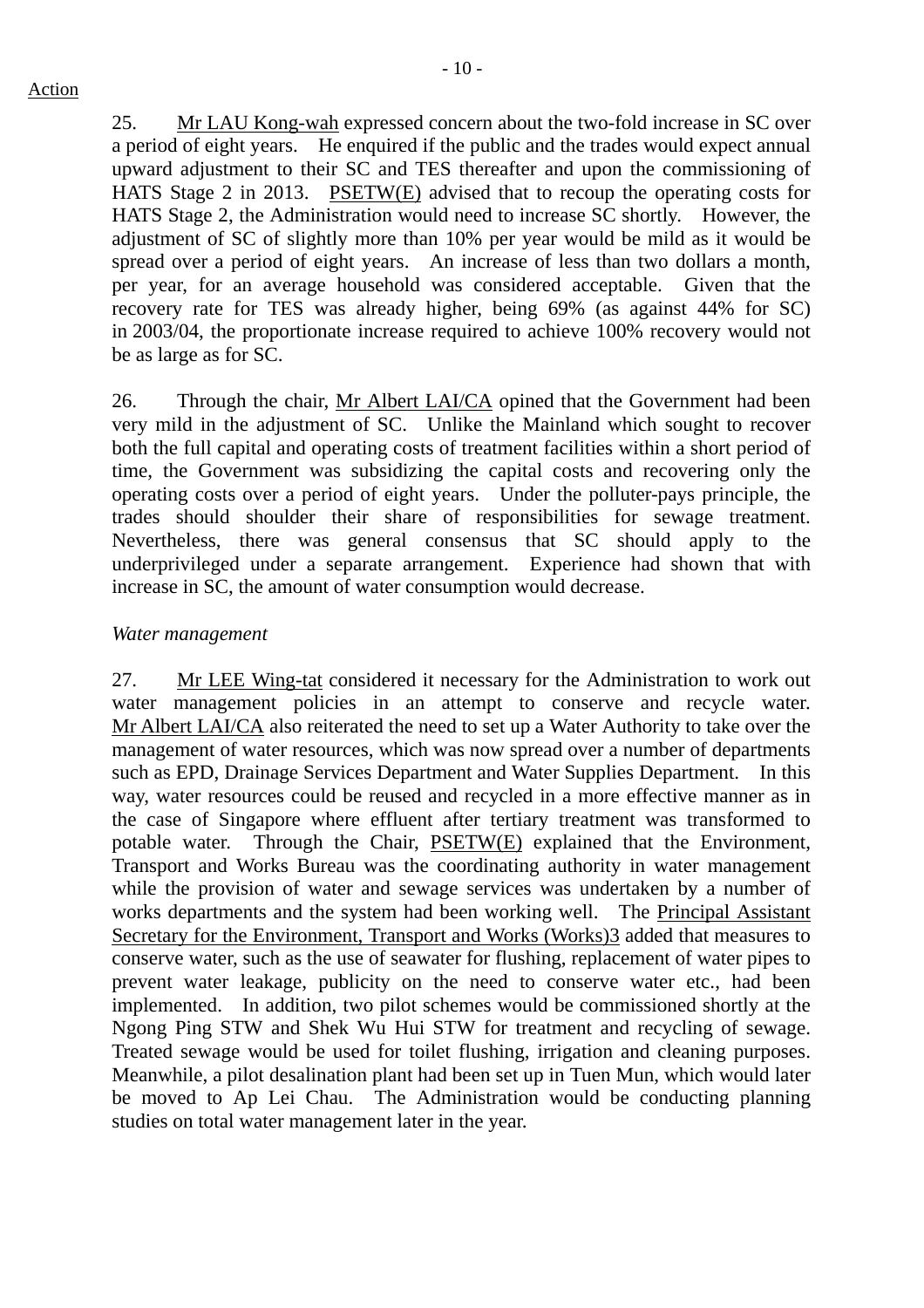25. Mr LAU Kong-wah expressed concern about the two-fold increase in SC over a period of eight years. He enquired if the public and the trades would expect annual upward adjustment to their SC and TES thereafter and upon the commissioning of HATS Stage 2 in 2013. PSETW(E) advised that to recoup the operating costs for HATS Stage 2, the Administration would need to increase SC shortly. However, the adjustment of SC of slightly more than 10% per year would be mild as it would be spread over a period of eight years. An increase of less than two dollars a month, per year, for an average household was considered acceptable. Given that the recovery rate for TES was already higher, being 69% (as against 44% for SC) in 2003/04, the proportionate increase required to achieve 100% recovery would not be as large as for SC.

26. Through the chair, Mr Albert LAI/CA opined that the Government had been very mild in the adjustment of SC. Unlike the Mainland which sought to recover both the full capital and operating costs of treatment facilities within a short period of time, the Government was subsidizing the capital costs and recovering only the operating costs over a period of eight years. Under the polluter-pays principle, the trades should shoulder their share of responsibilities for sewage treatment. Nevertheless, there was general consensus that SC should apply to the underprivileged under a separate arrangement. Experience had shown that with increase in SC, the amount of water consumption would decrease.

*Water management*

27. Mr LEE Wing-tat considered it necessary for the Administration to work out water management policies in an attempt to conserve and recycle water. Mr Albert LAI/CA also reiterated the need to set up a Water Authority to take over the management of water resources, which was now spread over a number of departments such as EPD, Drainage Services Department and Water Supplies Department. In this way, water resources could be reused and recycled in a more effective manner as in the case of Singapore where effluent after tertiary treatment was transformed to potable water. Through the Chair, PSETW(E) explained that the Environment, Transport and Works Bureau was the coordinating authority in water management while the provision of water and sewage services was undertaken by a number of works departments and the system had been working well. The Principal Assistant Secretary for the Environment, Transport and Works (Works)3 added that measures to conserve water, such as the use of seawater for flushing, replacement of water pipes to prevent water leakage, publicity on the need to conserve water etc., had been implemented. In addition, two pilot schemes would be commissioned shortly at the Ngong Ping STW and Shek Wu Hui STW for treatment and recycling of sewage. Treated sewage would be used for toilet flushing, irrigation and cleaning purposes. Meanwhile, a pilot desalination plant had been set up in Tuen Mun, which would later be moved to Ap Lei Chau. The Administration would be conducting planning studies on total water management later in the year.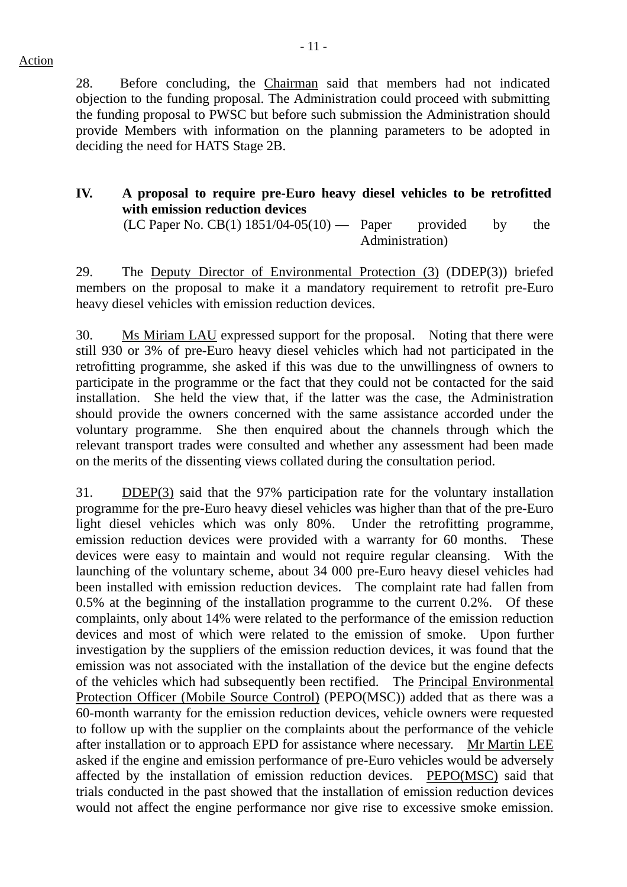Action

28. Before concluding, the Chairman said that members had not indicated objection to the funding proposal. The Administration could proceed with submitting the funding proposal to PWSC but before such submission the Administration should provide Members with information on the planning parameters to be adopted in deciding the need for HATS Stage 2B.

## IV. A proposal to require pre-Euro heavy diesel vehicles to be retrofitted with emission reduction devices

(LC Paper No. CB(1) 1851/04-05(10) — Paper provided by the Administration)

29. The Deputy Director of Environmental Protection (3) (DDEP(3)) briefed members on the proposal to make it a mandatory requirement to retrofit pre-Euro heavy diesel vehicles with emission reduction devices.

30. Ms Miriam LAU expressed support for the proposal. Noting that there were still 930 or 3% of pre-Euro heavy diesel vehicles which had not participated in the retrofitting programme, she asked if this was due to the unwillingness of owners to participate in the programme or the fact that they could not be contacted for the said installation. She held the view that, if the latter was the case, the Administration should provide the owners concerned with the same assistance accorded under the voluntary programme. She then enquired about the channels through which the relevant transport trades were consulted and whether any assessment had been made on the merits of the dissenting views collated during the consultation period.

31. DDEP(3) said that the 97% participation rate for the voluntary installation programme for the pre-Euro heavy diesel vehicles was higher than that of the pre-Euro light diesel vehicles which was only 80%. Under the retrofitting programme, emission reduction devices were provided with a warranty for 60 months. These devices were easy to maintain and would not require regular cleansing. With the launching of the voluntary scheme, about 34 000 pre-Euro heavy diesel vehicles had been installed with emission reduction devices. The complaint rate had fallen from 0.5% at the beginning of the installation programme to the current 0.2%. Of these complaints, only about 14% were related to the performance of the emission reduction devices and most of which were related to the emission of smoke. Upon further investigation by the suppliers of the emission reduction devices, it was found that the emission was not associated with the installation of the device but the engine defects of the vehicles which had subsequently been rectified. The Principal Environmental Protection Officer (Mobile Source Control) (PEPO(MSC)) added that as there was a 60-month warranty for the emission reduction devices, vehicle owners were requested to follow up with the supplier on the complaints about the performance of the vehicle after installation or to approach EPD for assistance where necessary. Mr Martin LEE asked if the engine and emission performance of pre-Euro vehicles would be adversely affected by the installation of emission reduction devices. PEPO(MSC) said that trials conducted in the past showed that the installation of emission reduction devices would not affect the engine performance nor give rise to excessive smoke emission.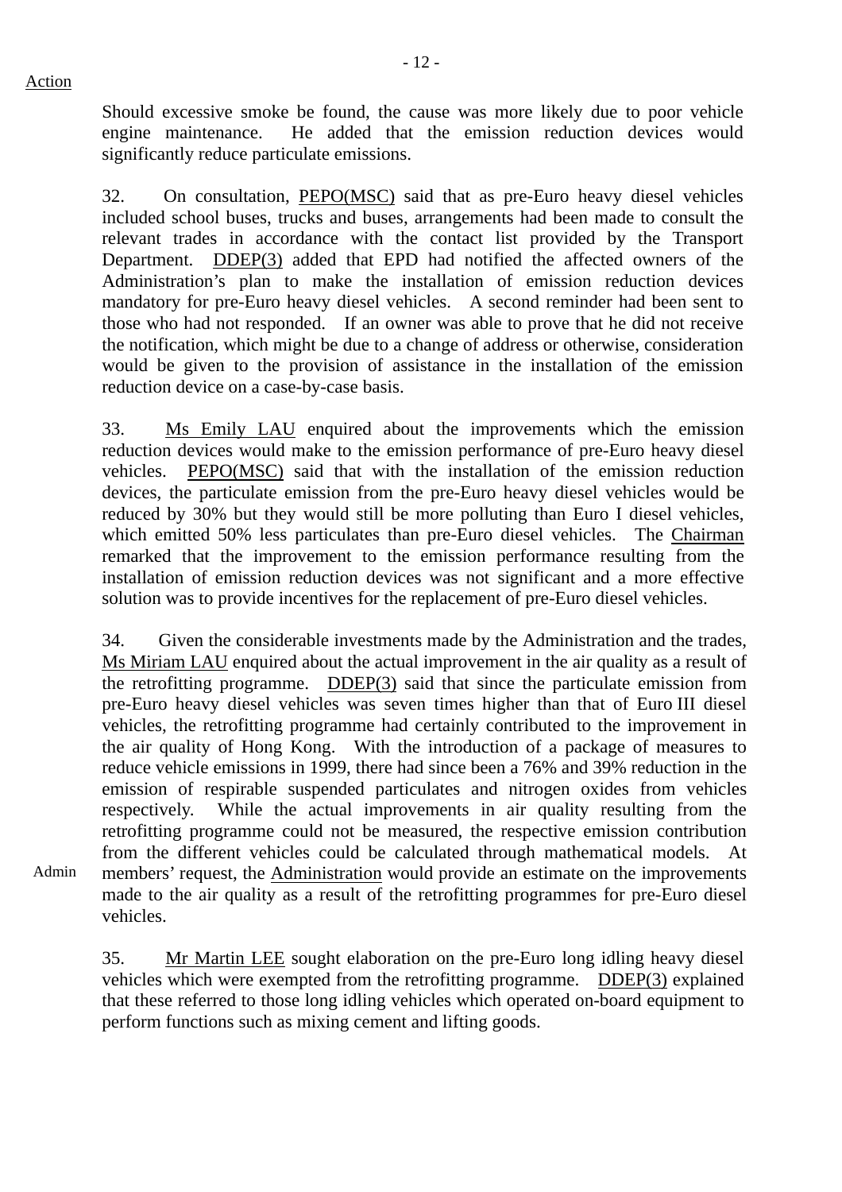Action

Should excessive smoke be found, the cause was more likely due to poor vehicle engine maintenance. He added that the emission reduction devices would significantly reduce particulate emissions.

32. On consultation, PEPO(MSC) said that as pre-Euro heavy diesel vehicles included school buses, trucks and buses, arrangements had been made to consult the relevant trades in accordance with the contact list provided by the Transport Department. DDEP(3) added that EPD had notified the affected owners of the Administration's plan to make the installation of emission reduction devices mandatory for pre-Euro heavy diesel vehicles. A second reminder had been sent to those who had not responded. If an owner was able to prove that he did not receive the notification, which might be due to a change of address or otherwise, consideration would be given to the provision of assistance in the installation of the emission reduction device on a case-by-case basis.

33. Ms Emily LAU enquired about the improvements which the emission reduction devices would make to the emission performance of pre-Euro heavy diesel vehicles. PEPO(MSC) said that with the installation of the emission reduction devices, the particulate emission from the pre-Euro heavy diesel vehicles would be reduced by 30% but they would still be more polluting than Euro I diesel vehicles, which emitted 50% less particulates than pre-Euro diesel vehicles. The Chairman remarked that the improvement to the emission performance resulting from the installation of emission reduction devices was not significant and a more effective solution was to provide incentives for the replacement of pre-Euro diesel vehicles.

34. Given the considerable investments made by the Administration and the trades, Ms Miriam LAU enquired about the actual improvement in the air quality as a result of the retrofitting programme. DDEP(3) said that since the particulate emission from pre-Euro heavy diesel vehicles was seven times higher than that of Euro III diesel vehicles, the retrofitting programme had certainly contributed to the improvement in the air quality of Hong Kong. With the introduction of a package of measures to reduce vehicle emissions in 1999, there had since been a 76% and 39% reduction in the emission of respirable suspended particulates and nitrogen oxides from vehicles respectively. While the actual improvements in air quality resulting from the retrofitting programme could not be measured, the respective emission contribution from the different vehicles could be calculated through mathematical models. At members' request, the Administration would provide an estimate on the improvements made to the air quality as a result of the retrofitting programmes for pre-Euro diesel vehicles.

Admin

35. Mr Martin LEE sought elaboration on the pre-Euro long idling heavy diesel vehicles which were exempted from the retrofitting programme. DDEP(3) explained that these referred to those long idling vehicles which operated on-board equipment to perform functions such as mixing cement and lifting goods.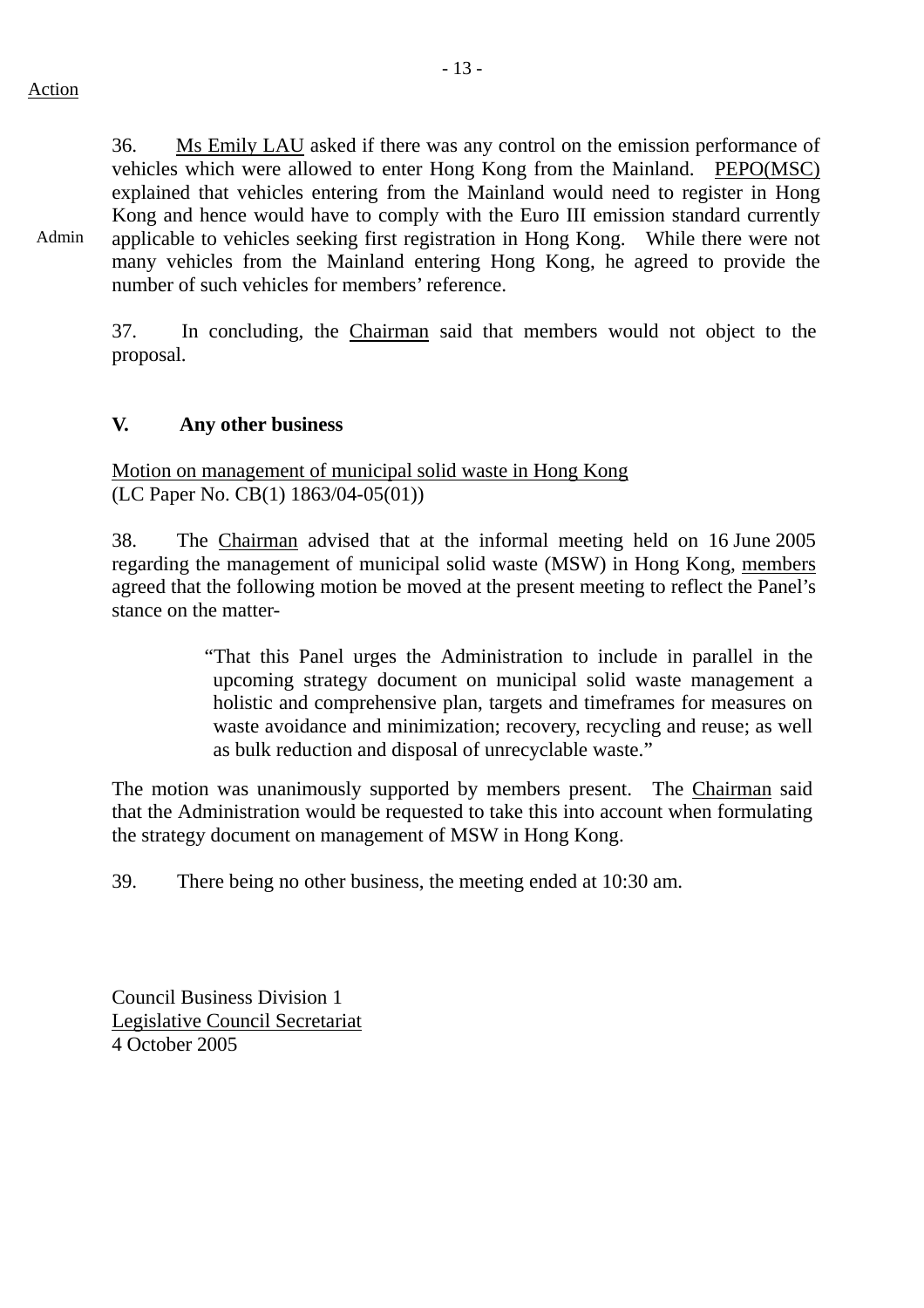Action

36. Ms Emily LAU asked if there was any control on the emission performance of vehicles which were allowed to enter Hong Kong from the Mainland. PEPO(MSC) explained that vehicles entering from the Mainland would need to register in Hong Kong and hence would have to comply with the Euro III emission standard currently applicable to vehicles seeking first registration in Hong Kong. While there were not many vehicles from the Mainland entering Hong Kong, he agreed to provide the number of such vehicles for members' reference.

Admin

37. In concluding, the Chairman said that members would not object to the proposal.

## V. Any other business

Motion on management of municipal solid waste in Hong Kong
(LC Paper No. CB(1) 1863/04-05(01))

38. The Chairman advised that at the informal meeting held on 16 June 2005 regarding the management of municipal solid waste (MSW) in Hong Kong, members agreed that the following motion be moved at the present meeting to reflect the Panel's stance on the matter-

> "That this Panel urges the Administration to include in parallel in the upcoming strategy document on municipal solid waste management a holistic and comprehensive plan, targets and timeframes for measures on waste avoidance and minimization; recovery, recycling and reuse; as well as bulk reduction and disposal of unrecyclable waste."

The motion was unanimously supported by members present. The Chairman said that the Administration would be requested to take this into account when formulating the strategy document on management of MSW in Hong Kong.

39. There being no other business, the meeting ended at 10:30 am.

Council Business Division 1
Legislative Council Secretariat
4 October 2005